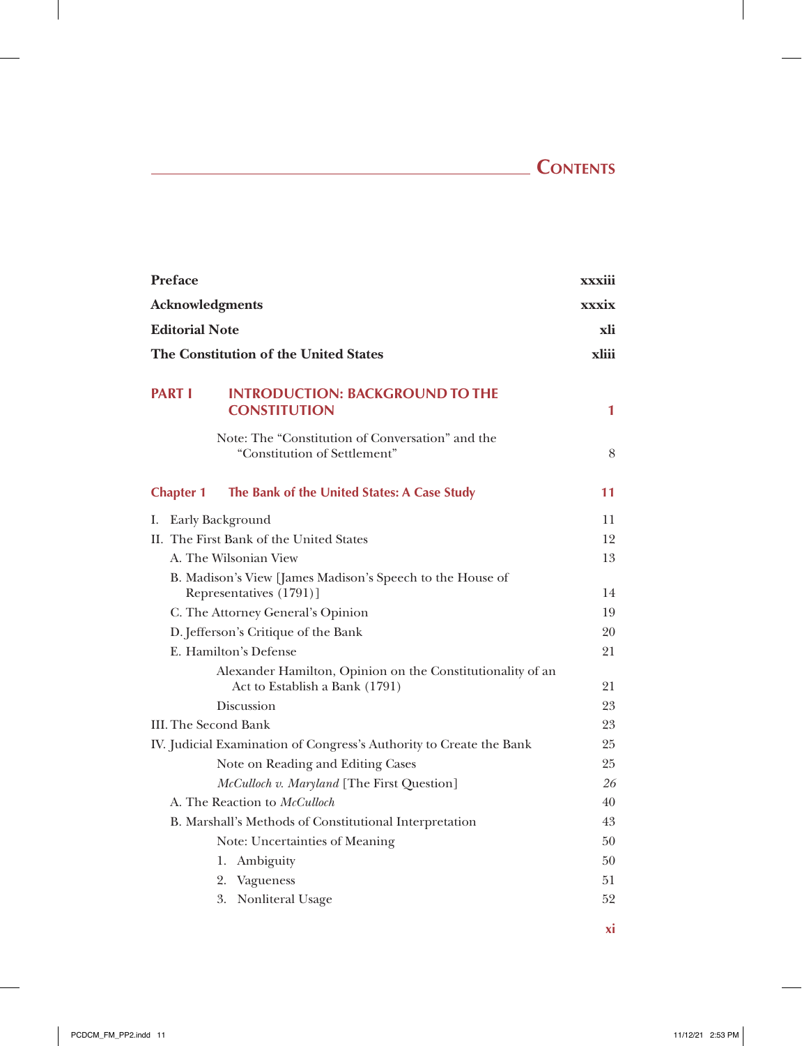# Contents

| | |
|---|---|
| **Preface** | **xxxiii** |
| **Acknowledgments** | **xxxix** |
| **Editorial Note** | **xli** |
| **The Constitution of the United States** | **xliii** |

## PART I INTRODUCTION: BACKGROUND TO THE CONSTITUTION — 1

Note: The "Constitution of Conversation" and the "Constitution of Settlement" — 8

### Chapter 1 The Bank of the United States: A Case Study — 11

| | |
|---|---|
| I. Early Background | 11 |
| II. The First Bank of the United States | 12 |
| A. The Wilsonian View | 13 |
| B. Madison's View [James Madison's Speech to the House of Representatives (1791)] | 14 |
| C. The Attorney General's Opinion | 19 |
| D. Jefferson's Critique of the Bank | 20 |
| E. Hamilton's Defense | 21 |
| Alexander Hamilton, Opinion on the Constitutionality of an Act to Establish a Bank (1791) | 21 |
| Discussion | 23 |
| III. The Second Bank | 23 |
| IV. Judicial Examination of Congress's Authority to Create the Bank | 25 |
| Note on Reading and Editing Cases | 25 |
| *McCulloch v. Maryland* [The First Question] | *26* |
| A. The Reaction to *McCulloch* | 40 |
| B. Marshall's Methods of Constitutional Interpretation | 43 |
| Note: Uncertainties of Meaning | 50 |
| 1. Ambiguity | 50 |
| 2. Vagueness | 51 |
| 3. Nonliteral Usage | 52 |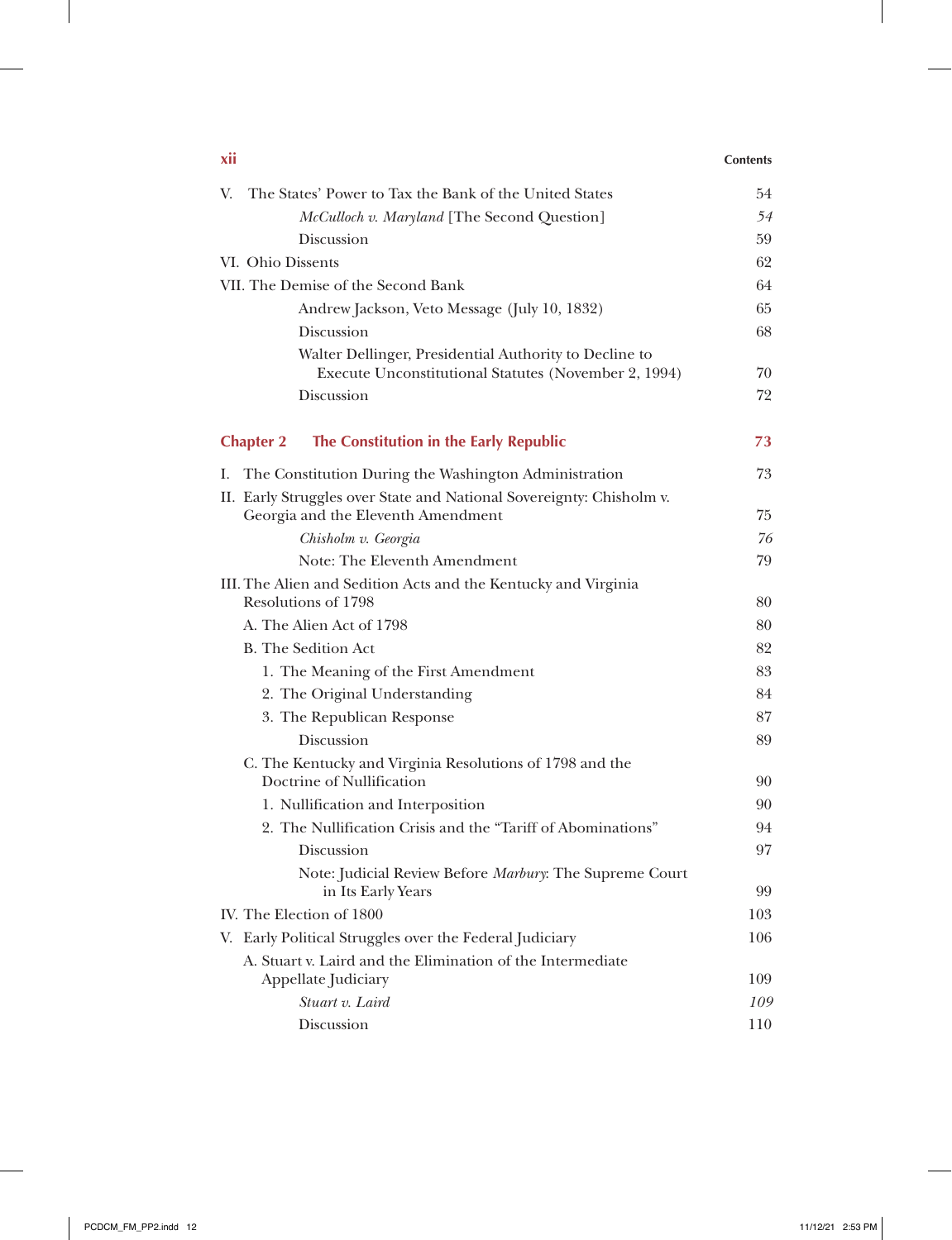| | |
|---|---|
| V. The States' Power to Tax the Bank of the United States | 54 |
| *McCulloch v. Maryland* [The Second Question] | *54* |
| Discussion | 59 |
| VI. Ohio Dissents | 62 |
| VII. The Demise of the Second Bank | 64 |
| Andrew Jackson, Veto Message (July 10, 1832) | 65 |
| Discussion | 68 |
| Walter Dellinger, Presidential Authority to Decline to Execute Unconstitutional Statutes (November 2, 1994) | 70 |
| Discussion | 72 |

## Chapter 2 The Constitution in the Early Republic — 73

| | |
|---|---|
| I. The Constitution During the Washington Administration | 73 |
| II. Early Struggles over State and National Sovereignty: Chisholm v. Georgia and the Eleventh Amendment | 75 |
| *Chisholm v. Georgia* | *76* |
| Note: The Eleventh Amendment | 79 |
| III. The Alien and Sedition Acts and the Kentucky and Virginia Resolutions of 1798 | 80 |
| A. The Alien Act of 1798 | 80 |
| B. The Sedition Act | 82 |
| 1. The Meaning of the First Amendment | 83 |
| 2. The Original Understanding | 84 |
| 3. The Republican Response | 87 |
| Discussion | 89 |
| C. The Kentucky and Virginia Resolutions of 1798 and the Doctrine of Nullification | 90 |
| 1. Nullification and Interposition | 90 |
| 2. The Nullification Crisis and the "Tariff of Abominations" | 94 |
| Discussion | 97 |
| Note: Judicial Review Before *Marbury*: The Supreme Court in Its Early Years | 99 |
| IV. The Election of 1800 | 103 |
| V. Early Political Struggles over the Federal Judiciary | 106 |
| A. Stuart v. Laird and the Elimination of the Intermediate Appellate Judiciary | 109 |
| *Stuart v. Laird* | *109* |
| Discussion | 110 |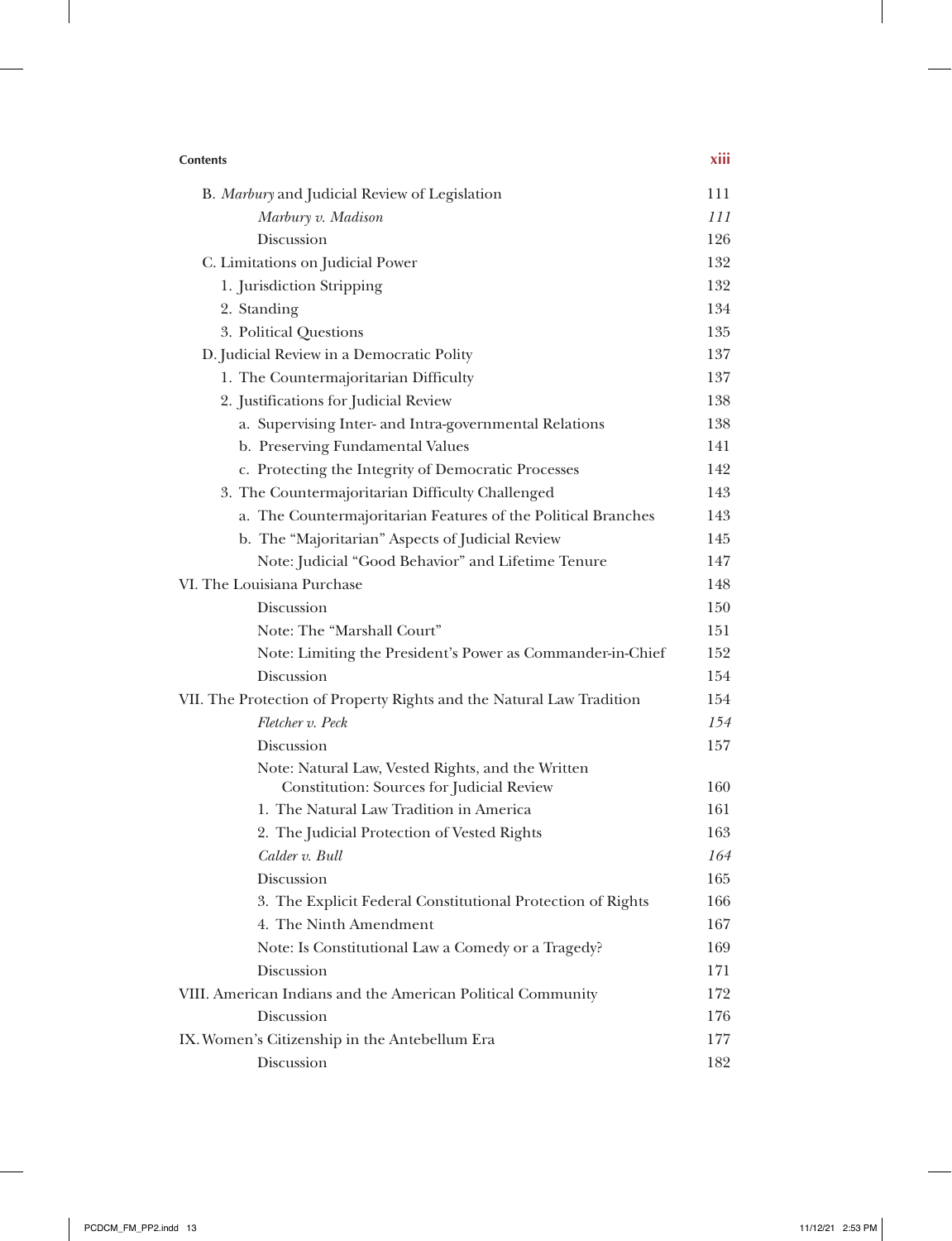| | |
|---|---|
| B. *Marbury* and Judicial Review of Legislation | 111 |
| *Marbury v. Madison* | *111* |
| Discussion | 126 |
| C. Limitations on Judicial Power | 132 |
| 1. Jurisdiction Stripping | 132 |
| 2. Standing | 134 |
| 3. Political Questions | 135 |
| D. Judicial Review in a Democratic Polity | 137 |
| 1. The Countermajoritarian Difficulty | 137 |
| 2. Justifications for Judicial Review | 138 |
| a. Supervising Inter- and Intra-governmental Relations | 138 |
| b. Preserving Fundamental Values | 141 |
| c. Protecting the Integrity of Democratic Processes | 142 |
| 3. The Countermajoritarian Difficulty Challenged | 143 |
| a. The Countermajoritarian Features of the Political Branches | 143 |
| b. The "Majoritarian" Aspects of Judicial Review | 145 |
| Note: Judicial "Good Behavior" and Lifetime Tenure | 147 |
| VI. The Louisiana Purchase | 148 |
| Discussion | 150 |
| Note: The "Marshall Court" | 151 |
| Note: Limiting the President's Power as Commander-in-Chief | 152 |
| Discussion | 154 |
| VII. The Protection of Property Rights and the Natural Law Tradition | 154 |
| *Fletcher v. Peck* | *154* |
| Discussion | 157 |
| Note: Natural Law, Vested Rights, and the Written Constitution: Sources for Judicial Review | 160 |
| 1. The Natural Law Tradition in America | 161 |
| 2. The Judicial Protection of Vested Rights | 163 |
| *Calder v. Bull* | *164* |
| Discussion | 165 |
| 3. The Explicit Federal Constitutional Protection of Rights | 166 |
| 4. The Ninth Amendment | 167 |
| Note: Is Constitutional Law a Comedy or a Tragedy? | 169 |
| Discussion | 171 |
| VIII. American Indians and the American Political Community | 172 |
| Discussion | 176 |
| IX. Women's Citizenship in the Antebellum Era | 177 |
| Discussion | 182 |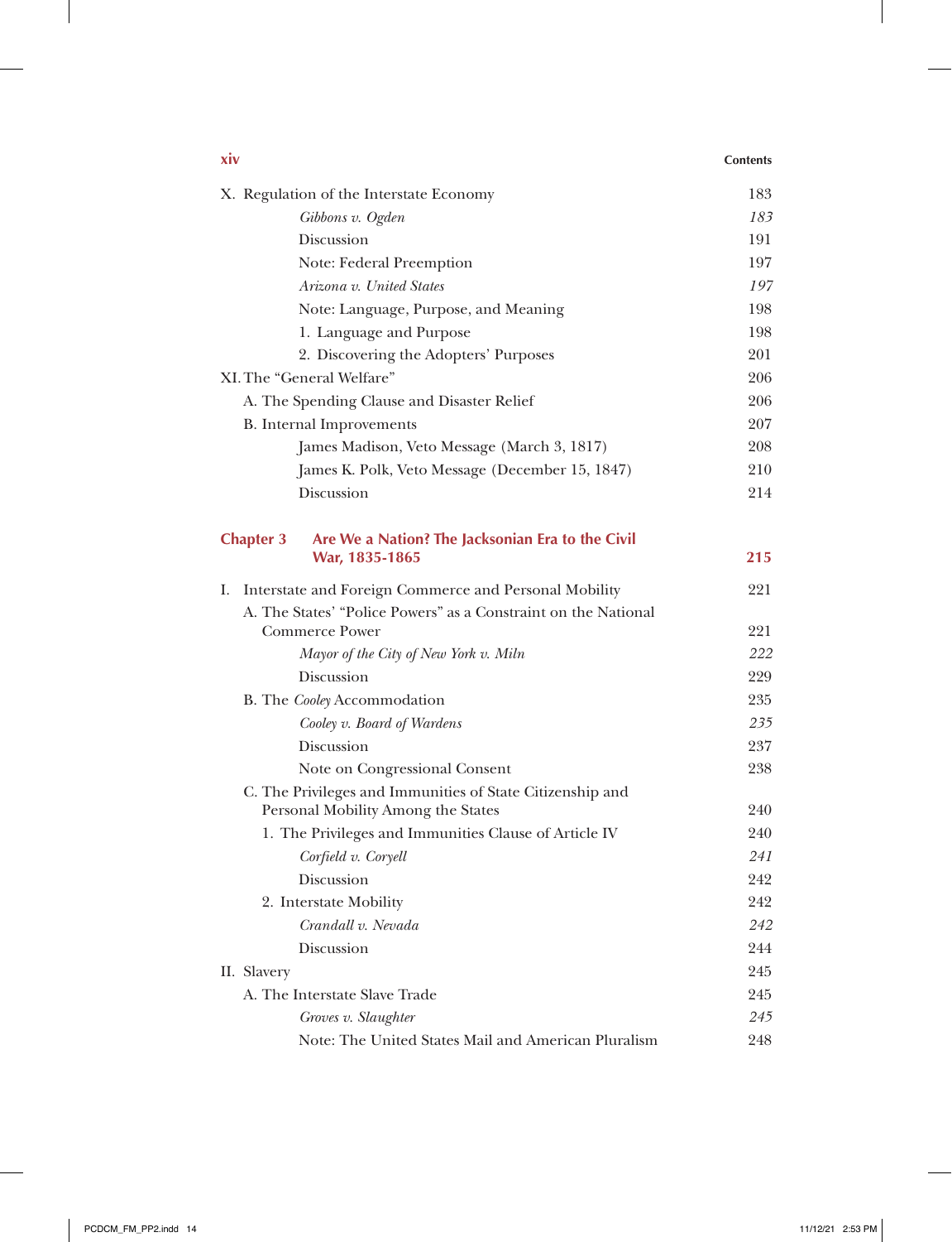| | |
|---|---|
| X. Regulation of the Interstate Economy | 183 |
| *Gibbons v. Ogden* | *183* |
| Discussion | 191 |
| Note: Federal Preemption | 197 |
| *Arizona v. United States* | *197* |
| Note: Language, Purpose, and Meaning | 198 |
| 1. Language and Purpose | 198 |
| 2. Discovering the Adopters' Purposes | 201 |
| XI. The "General Welfare" | 206 |
| A. The Spending Clause and Disaster Relief | 206 |
| B. Internal Improvements | 207 |
| James Madison, Veto Message (March 3, 1817) | 208 |
| James K. Polk, Veto Message (December 15, 1847) | 210 |
| Discussion | 214 |

## Chapter 3 Are We a Nation? The Jacksonian Era to the Civil War, 1835-1865 — 215

| | |
|---|---|
| I. Interstate and Foreign Commerce and Personal Mobility | 221 |
| A. The States' "Police Powers" as a Constraint on the National Commerce Power | 221 |
| *Mayor of the City of New York v. Miln* | *222* |
| Discussion | 229 |
| B. The *Cooley* Accommodation | 235 |
| *Cooley v. Board of Wardens* | *235* |
| Discussion | 237 |
| Note on Congressional Consent | 238 |
| C. The Privileges and Immunities of State Citizenship and Personal Mobility Among the States | 240 |
| 1. The Privileges and Immunities Clause of Article IV | 240 |
| *Corfield v. Coryell* | *241* |
| Discussion | 242 |
| 2. Interstate Mobility | 242 |
| *Crandall v. Nevada* | *242* |
| Discussion | 244 |
| II. Slavery | 245 |
| A. The Interstate Slave Trade | 245 |
| *Groves v. Slaughter* | *245* |
| Note: The United States Mail and American Pluralism | 248 |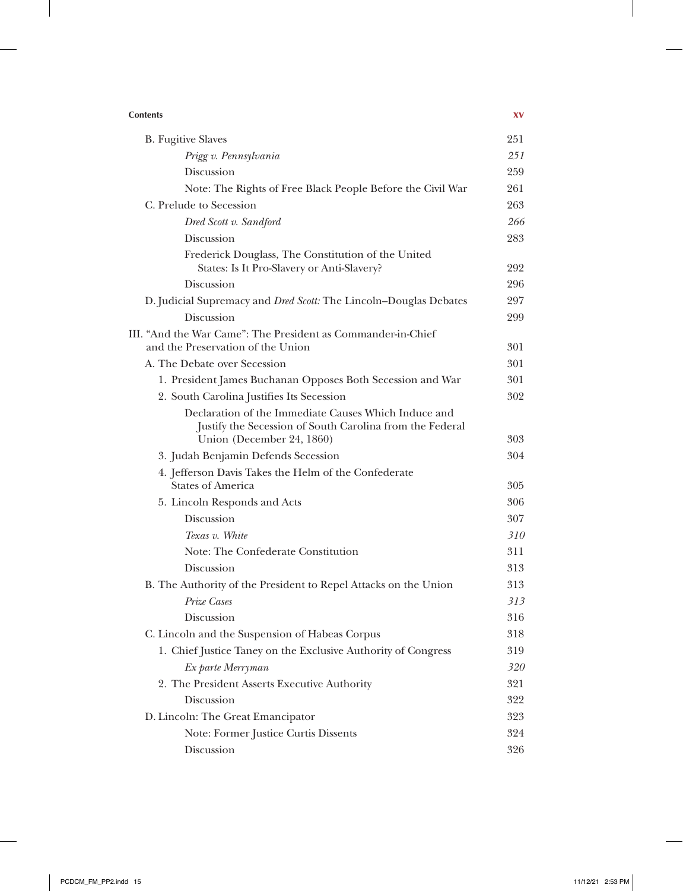| | |
|---|---|
| B. Fugitive Slaves | 251 |
| *Prigg v. Pennsylvania* | *251* |
| Discussion | 259 |
| Note: The Rights of Free Black People Before the Civil War | 261 |
| C. Prelude to Secession | 263 |
| *Dred Scott v. Sandford* | *266* |
| Discussion | 283 |
| Frederick Douglass, The Constitution of the United States: Is It Pro-Slavery or Anti-Slavery? | 292 |
| Discussion | 296 |
| D. Judicial Supremacy and *Dred Scott:* The Lincoln–Douglas Debates | 297 |
| Discussion | 299 |
| III. "And the War Came": The President as Commander-in-Chief and the Preservation of the Union | 301 |
| A. The Debate over Secession | 301 |
| 1. President James Buchanan Opposes Both Secession and War | 301 |
| 2. South Carolina Justifies Its Secession | 302 |
| Declaration of the Immediate Causes Which Induce and Justify the Secession of South Carolina from the Federal Union (December 24, 1860) | 303 |
| 3. Judah Benjamin Defends Secession | 304 |
| 4. Jefferson Davis Takes the Helm of the Confederate States of America | 305 |
| 5. Lincoln Responds and Acts | 306 |
| Discussion | 307 |
| *Texas v. White* | *310* |
| Note: The Confederate Constitution | 311 |
| Discussion | 313 |
| B. The Authority of the President to Repel Attacks on the Union | 313 |
| *Prize Cases* | *313* |
| Discussion | 316 |
| C. Lincoln and the Suspension of Habeas Corpus | 318 |
| 1. Chief Justice Taney on the Exclusive Authority of Congress | 319 |
| *Ex parte Merryman* | *320* |
| 2. The President Asserts Executive Authority | 321 |
| Discussion | 322 |
| D. Lincoln: The Great Emancipator | 323 |
| Note: Former Justice Curtis Dissents | 324 |
| Discussion | 326 |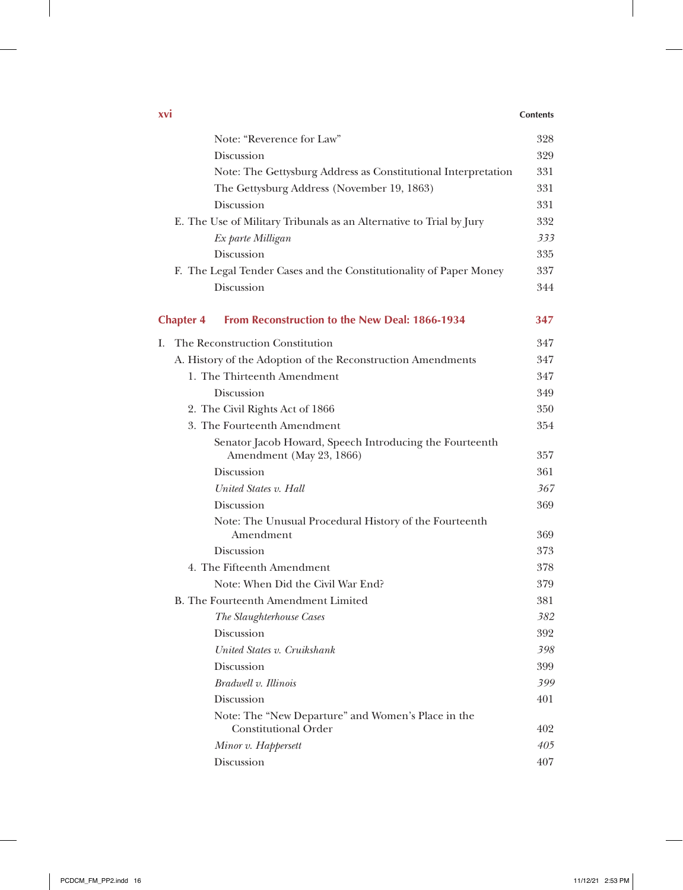Note: "Reverence for Law" 328
Discussion 329
Note: The Gettysburg Address as Constitutional Interpretation 331
The Gettysburg Address (November 19, 1863) 331
Discussion 331

E. The Use of Military Tribunals as an Alternative to Trial by Jury 332
*Ex parte Milligan* *333*
Discussion 335

F. The Legal Tender Cases and the Constitutionality of Paper Money 337
Discussion 344

## Chapter 4 From Reconstruction to the New Deal: 1866-1934 347

I. The Reconstruction Constitution 347

A. History of the Adoption of the Reconstruction Amendments 347

1. The Thirteenth Amendment 347
Discussion 349

2. The Civil Rights Act of 1866 350

3. The Fourteenth Amendment 354
Senator Jacob Howard, Speech Introducing the Fourteenth Amendment (May 23, 1866) 357
Discussion 361
*United States v. Hall* *367*
Discussion 369
Note: The Unusual Procedural History of the Fourteenth Amendment 369
Discussion 373

4. The Fifteenth Amendment 378
Note: When Did the Civil War End? 379

B. The Fourteenth Amendment Limited 381
*The Slaughterhouse Cases* *382*
Discussion 392
*United States v. Cruikshank* *398*
Discussion 399
*Bradwell v. Illinois* *399*
Discussion 401
Note: The "New Departure" and Women's Place in the Constitutional Order 402
*Minor v. Happersett* *405*
Discussion 407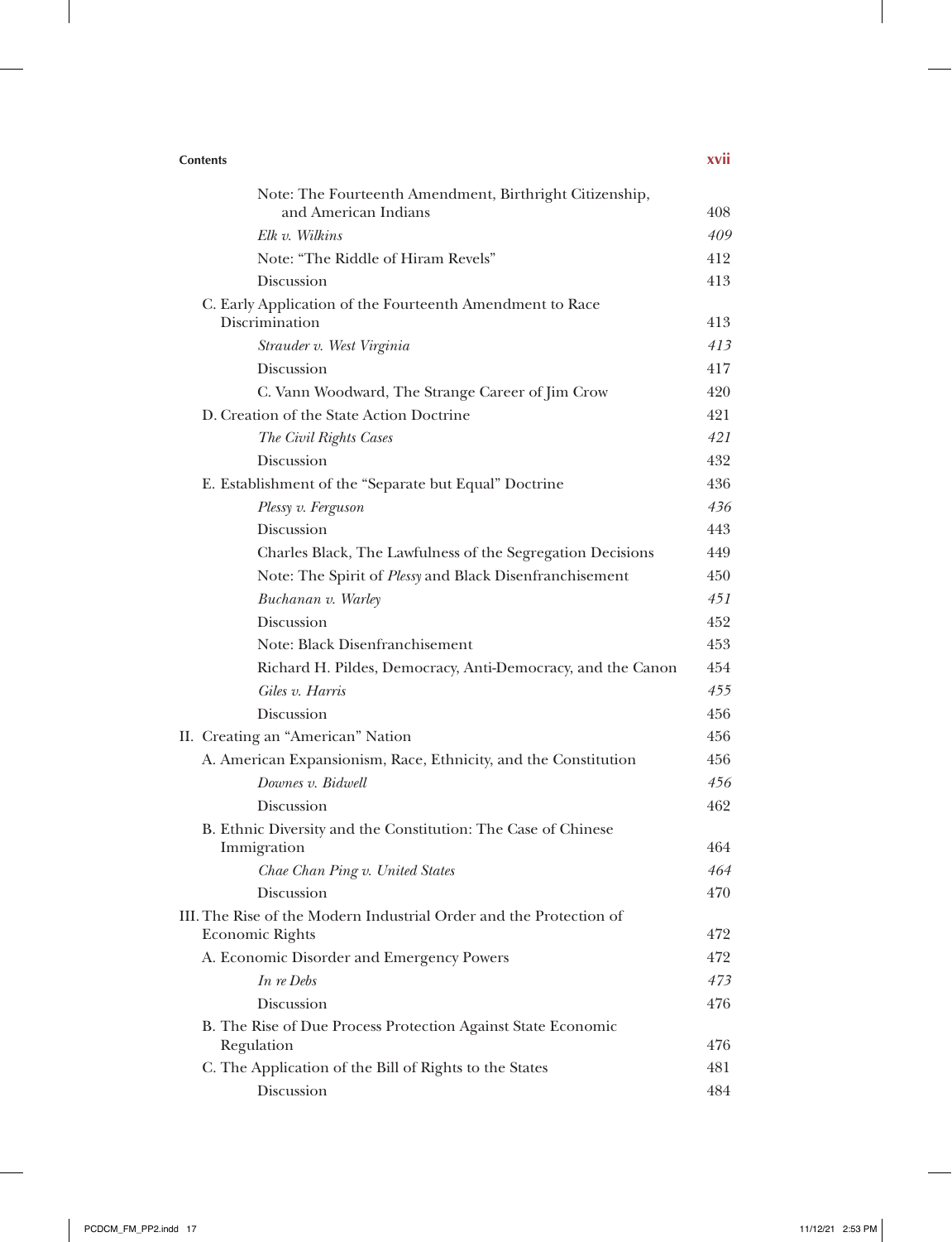Note: The Fourteenth Amendment, Birthright Citizenship, and American Indians 408

*Elk v. Wilkins* *409*

Note: "The Riddle of Hiram Revels" 412

Discussion 413

C. Early Application of the Fourteenth Amendment to Race Discrimination 413

*Strauder v. West Virginia* *413*

Discussion 417

C. Vann Woodward, The Strange Career of Jim Crow 420

D. Creation of the State Action Doctrine 421

*The Civil Rights Cases* *421*

Discussion 432

E. Establishment of the "Separate but Equal" Doctrine 436

*Plessy v. Ferguson* *436*

Discussion 443

Charles Black, The Lawfulness of the Segregation Decisions 449

Note: The Spirit of *Plessy* and Black Disenfranchisement 450

*Buchanan v. Warley* *451*

Discussion 452

Note: Black Disenfranchisement 453

Richard H. Pildes, Democracy, Anti-Democracy, and the Canon 454

*Giles v. Harris* *455*

Discussion 456

II. Creating an "American" Nation 456

A. American Expansionism, Race, Ethnicity, and the Constitution 456

*Downes v. Bidwell* *456*

Discussion 462

B. Ethnic Diversity and the Constitution: The Case of Chinese Immigration 464

*Chae Chan Ping v. United States* *464*

Discussion 470

III. The Rise of the Modern Industrial Order and the Protection of Economic Rights 472

A. Economic Disorder and Emergency Powers 472

*In re Debs* *473*

Discussion 476

B. The Rise of Due Process Protection Against State Economic Regulation 476

C. The Application of the Bill of Rights to the States 481

Discussion 484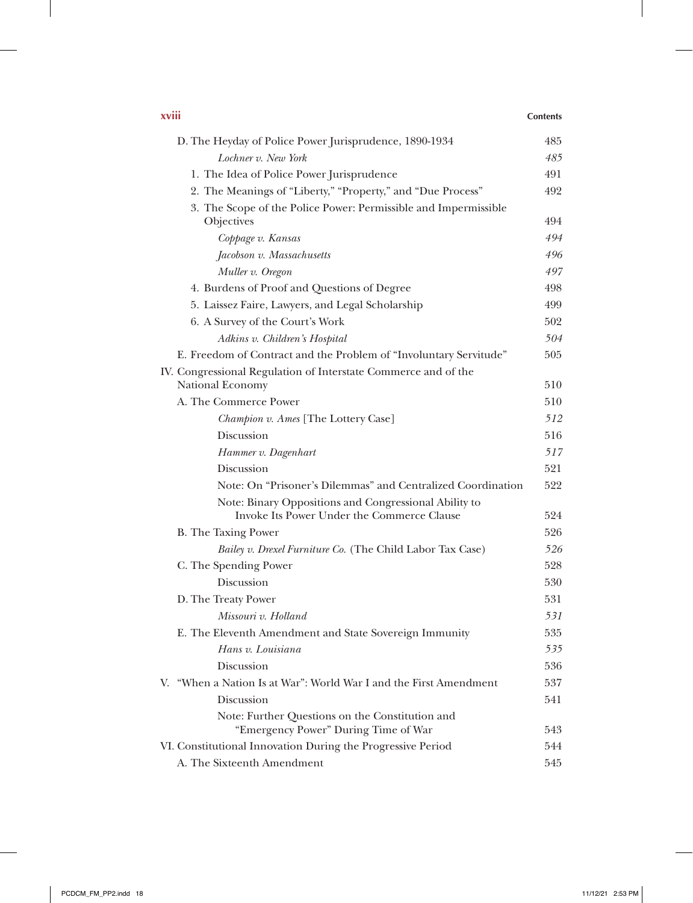D. The Heyday of Police Power Jurisprudence, 1890-1934 — 485

*Lochner v. New York* — *485*

1. The Idea of Police Power Jurisprudence — 491
2. The Meanings of "Liberty," "Property," and "Due Process" — 492
3. The Scope of the Police Power: Permissible and Impermissible Objectives — 494

*Coppage v. Kansas* — *494*

*Jacobson v. Massachusetts* — *496*

*Muller v. Oregon* — *497*

4. Burdens of Proof and Questions of Degree — 498
5. Laissez Faire, Lawyers, and Legal Scholarship — 499
6. A Survey of the Court's Work — 502

*Adkins v. Children's Hospital* — *504*

E. Freedom of Contract and the Problem of "Involuntary Servitude" — 505

IV. Congressional Regulation of Interstate Commerce and of the National Economy — 510

A. The Commerce Power — 510

*Champion v. Ames* [The Lottery Case] — *512*

Discussion — 516

*Hammer v. Dagenhart* — *517*

Discussion — 521

Note: On "Prisoner's Dilemmas" and Centralized Coordination — 522

Note: Binary Oppositions and Congressional Ability to Invoke Its Power Under the Commerce Clause — 524

B. The Taxing Power — 526

*Bailey v. Drexel Furniture Co.* (The Child Labor Tax Case) — *526*

C. The Spending Power — 528

Discussion — 530

D. The Treaty Power — 531

*Missouri v. Holland* — *531*

E. The Eleventh Amendment and State Sovereign Immunity — 535

*Hans v. Louisiana* — *535*

Discussion — 536

V. "When a Nation Is at War": World War I and the First Amendment — 537

Discussion — 541

Note: Further Questions on the Constitution and "Emergency Power" During Time of War — 543

VI. Constitutional Innovation During the Progressive Period — 544

A. The Sixteenth Amendment — 545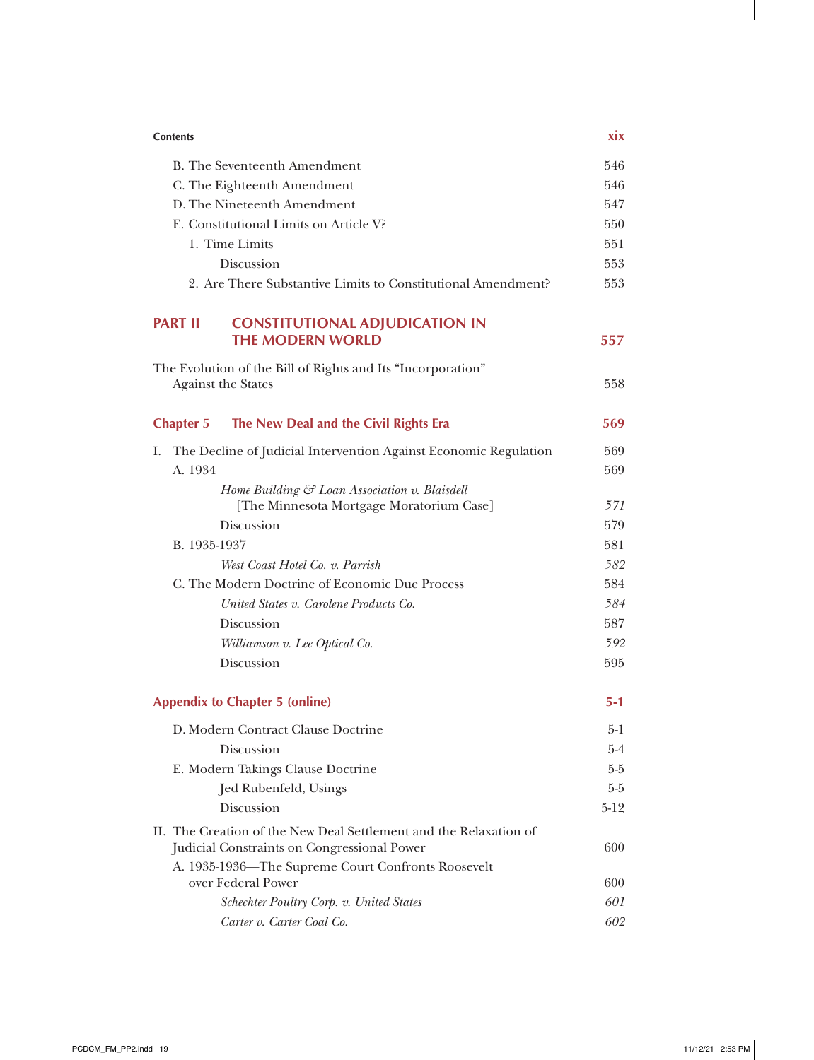B. The Seventeenth Amendment 546
C. The Eighteenth Amendment 546
D. The Nineteenth Amendment 547
E. Constitutional Limits on Article V? 550
1. Time Limits 551
Discussion 553
2. Are There Substantive Limits to Constitutional Amendment? 553

## PART II CONSTITUTIONAL ADJUDICATION IN THE MODERN WORLD 557

The Evolution of the Bill of Rights and Its "Incorporation" Against the States 558

## Chapter 5 The New Deal and the Civil Rights Era 569

I. The Decline of Judicial Intervention Against Economic Regulation 569
A. 1934 569
*Home Building & Loan Association v. Blaisdell* [The Minnesota Mortgage Moratorium Case] *571*
Discussion 579
B. 1935-1937 581
*West Coast Hotel Co. v. Parrish* *582*
C. The Modern Doctrine of Economic Due Process 584
*United States v. Carolene Products Co.* *584*
Discussion 587
*Williamson v. Lee Optical Co.* *592*
Discussion 595

## Appendix to Chapter 5 (online) 5-1

D. Modern Contract Clause Doctrine 5-1
Discussion 5-4
E. Modern Takings Clause Doctrine 5-5
Jed Rubenfeld, Usings 5-5
Discussion 5-12

II. The Creation of the New Deal Settlement and the Relaxation of Judicial Constraints on Congressional Power 600
A. 1935-1936—The Supreme Court Confronts Roosevelt over Federal Power 600
*Schechter Poultry Corp. v. United States* *601*
*Carter v. Carter Coal Co.* *602*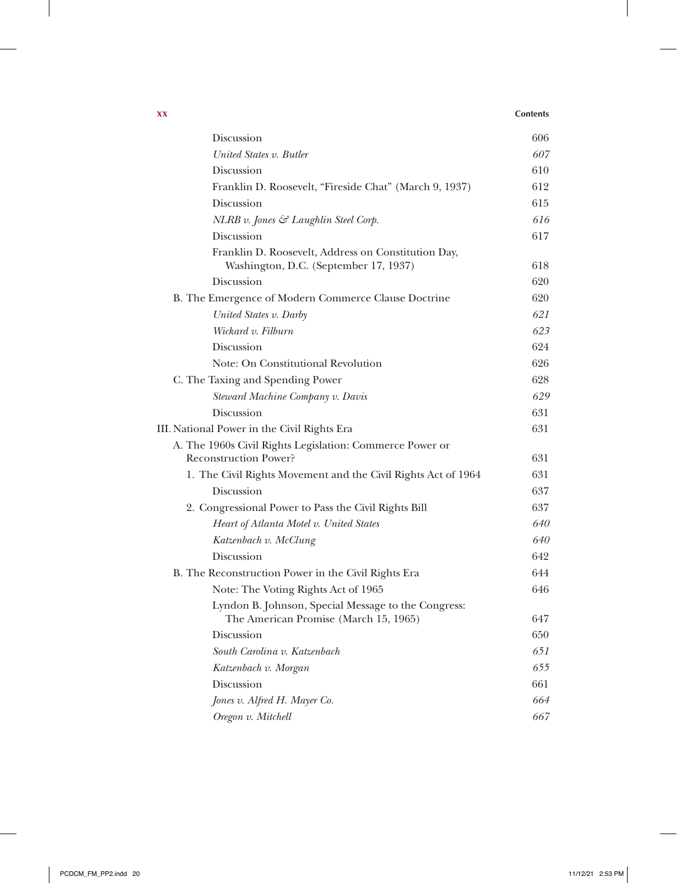| | |
|---|---|
| Discussion | 606 |
| *United States v. Butler* | *607* |
| Discussion | 610 |
| Franklin D. Roosevelt, "Fireside Chat" (March 9, 1937) | 612 |
| Discussion | 615 |
| *NLRB v. Jones & Laughlin Steel Corp.* | *616* |
| Discussion | 617 |
| Franklin D. Roosevelt, Address on Constitution Day, Washington, D.C. (September 17, 1937) | 618 |
| Discussion | 620 |
| B. The Emergence of Modern Commerce Clause Doctrine | 620 |
| *United States v. Darby* | *621* |
| *Wickard v. Filburn* | *623* |
| Discussion | 624 |
| Note: On Constitutional Revolution | 626 |
| C. The Taxing and Spending Power | 628 |
| *Steward Machine Company v. Davis* | *629* |
| Discussion | 631 |
| III. National Power in the Civil Rights Era | 631 |
| A. The 1960s Civil Rights Legislation: Commerce Power or Reconstruction Power? | 631 |
| 1. The Civil Rights Movement and the Civil Rights Act of 1964 | 631 |
| Discussion | 637 |
| 2. Congressional Power to Pass the Civil Rights Bill | 637 |
| *Heart of Atlanta Motel v. United States* | *640* |
| *Katzenbach v. McClung* | *640* |
| Discussion | 642 |
| B. The Reconstruction Power in the Civil Rights Era | 644 |
| Note: The Voting Rights Act of 1965 | 646 |
| Lyndon B. Johnson, Special Message to the Congress: The American Promise (March 15, 1965) | 647 |
| Discussion | 650 |
| *South Carolina v. Katzenbach* | *651* |
| *Katzenbach v. Morgan* | *655* |
| Discussion | 661 |
| *Jones v. Alfred H. Mayer Co.* | *664* |
| *Oregon v. Mitchell* | *667* |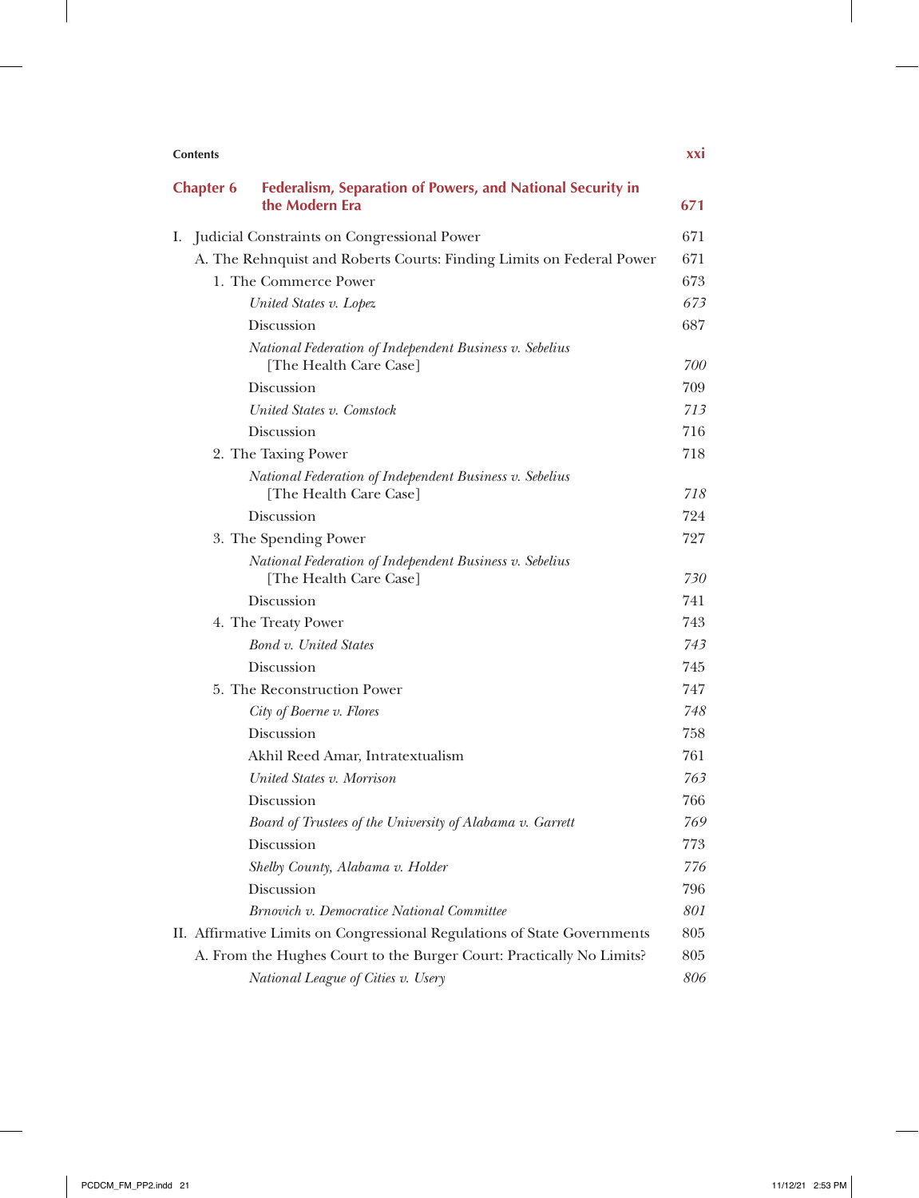## Chapter 6 Federalism, Separation of Powers, and National Security in the Modern Era 671

I. Judicial Constraints on Congressional Power 671

A. The Rehnquist and Roberts Courts: Finding Limits on Federal Power 671

1. The Commerce Power 673

*United States v. Lopez* 673

Discussion 687

*National Federation of Independent Business v. Sebelius* [The Health Care Case] 700

Discussion 709

*United States v. Comstock* 713

Discussion 716

2. The Taxing Power 718

*National Federation of Independent Business v. Sebelius* [The Health Care Case] 718

Discussion 724

3. The Spending Power 727

*National Federation of Independent Business v. Sebelius* [The Health Care Case] 730

Discussion 741

4. The Treaty Power 743

*Bond v. United States* 743

Discussion 745

5. The Reconstruction Power 747

*City of Boerne v. Flores* 748

Discussion 758

Akhil Reed Amar, Intratextualism 761

*United States v. Morrison* 763

Discussion 766

*Board of Trustees of the University of Alabama v. Garrett* 769

Discussion 773

*Shelby County, Alabama v. Holder* 776

Discussion 796

*Brnovich v. Democratice National Committee* 801

II. Affirmative Limits on Congressional Regulations of State Governments 805

A. From the Hughes Court to the Burger Court: Practically No Limits? 805

*National League of Cities v. Usery* 806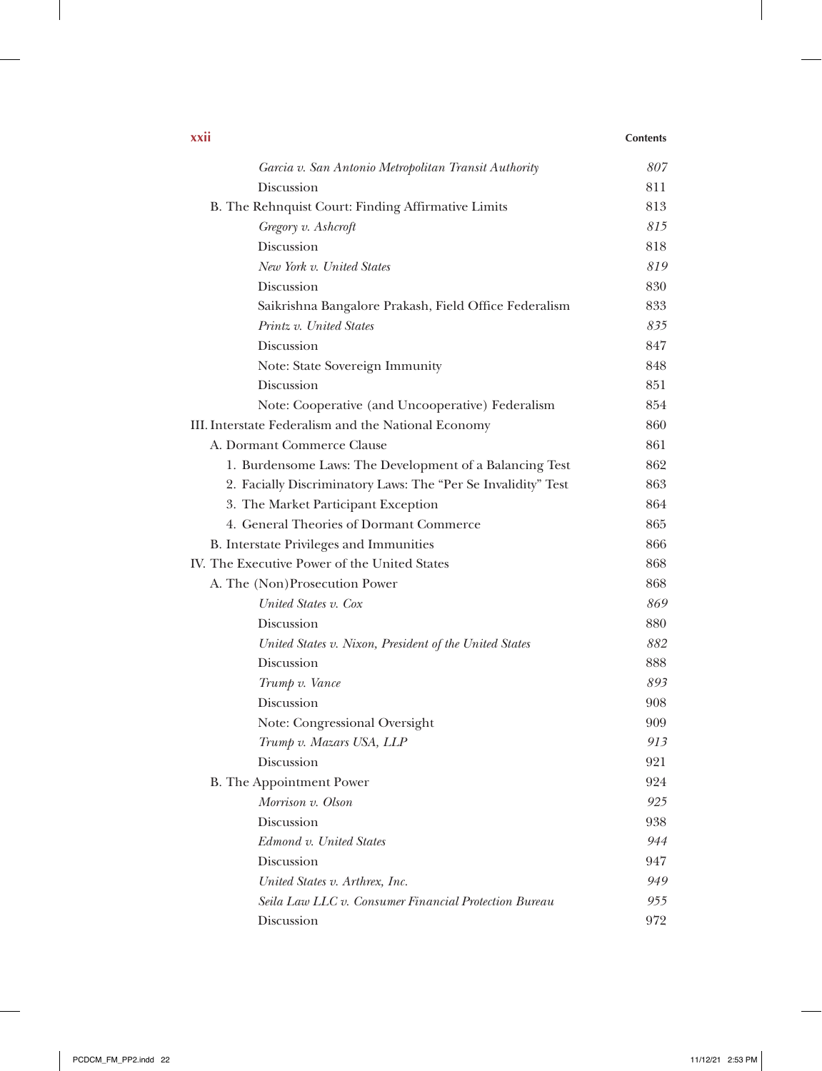| | |
|---|---|
| *Garcia v. San Antonio Metropolitan Transit Authority* | *807* |
| Discussion | 811 |
| B. The Rehnquist Court: Finding Affirmative Limits | 813 |
| *Gregory v. Ashcroft* | *815* |
| Discussion | 818 |
| *New York v. United States* | *819* |
| Discussion | 830 |
| Saikrishna Bangalore Prakash, Field Office Federalism | 833 |
| *Printz v. United States* | *835* |
| Discussion | 847 |
| Note: State Sovereign Immunity | 848 |
| Discussion | 851 |
| Note: Cooperative (and Uncooperative) Federalism | 854 |
| III. Interstate Federalism and the National Economy | 860 |
| A. Dormant Commerce Clause | 861 |
| 1. Burdensome Laws: The Development of a Balancing Test | 862 |
| 2. Facially Discriminatory Laws: The "Per Se Invalidity" Test | 863 |
| 3. The Market Participant Exception | 864 |
| 4. General Theories of Dormant Commerce | 865 |
| B. Interstate Privileges and Immunities | 866 |
| IV. The Executive Power of the United States | 868 |
| A. The (Non)Prosecution Power | 868 |
| *United States v. Cox* | *869* |
| Discussion | 880 |
| *United States v. Nixon, President of the United States* | *882* |
| Discussion | 888 |
| *Trump v. Vance* | *893* |
| Discussion | 908 |
| Note: Congressional Oversight | 909 |
| *Trump v. Mazars USA, LLP* | *913* |
| Discussion | 921 |
| B. The Appointment Power | 924 |
| *Morrison v. Olson* | *925* |
| Discussion | 938 |
| *Edmond v. United States* | *944* |
| Discussion | 947 |
| *United States v. Arthrex, Inc.* | *949* |
| *Seila Law LLC v. Consumer Financial Protection Bureau* | *955* |
| Discussion | 972 |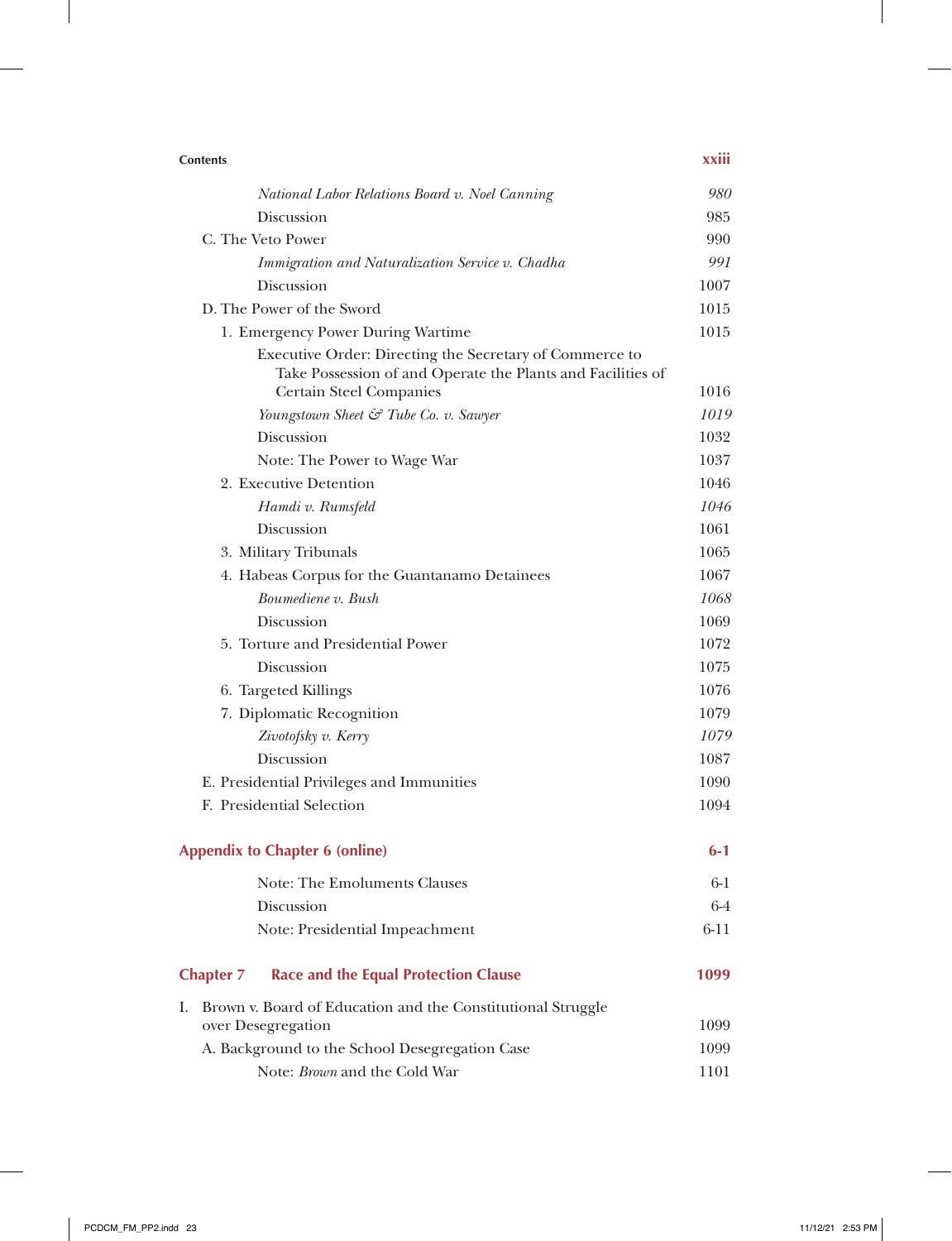| | |
|---|---|
| *National Labor Relations Board v. Noel Canning* | *980* |
| Discussion | 985 |
| C. The Veto Power | 990 |
| *Immigration and Naturalization Service v. Chadha* | *991* |
| Discussion | 1007 |
| D. The Power of the Sword | 1015 |
| 1. Emergency Power During Wartime | 1015 |
| Executive Order: Directing the Secretary of Commerce to Take Possession of and Operate the Plants and Facilities of Certain Steel Companies | 1016 |
| *Youngstown Sheet & Tube Co. v. Sawyer* | *1019* |
| Discussion | 1032 |
| Note: The Power to Wage War | 1037 |
| 2. Executive Detention | 1046 |
| *Hamdi v. Rumsfeld* | *1046* |
| Discussion | 1061 |
| 3. Military Tribunals | 1065 |
| 4. Habeas Corpus for the Guantanamo Detainees | 1067 |
| *Boumediene v. Bush* | *1068* |
| Discussion | 1069 |
| 5. Torture and Presidential Power | 1072 |
| Discussion | 1075 |
| 6. Targeted Killings | 1076 |
| 7. Diplomatic Recognition | 1079 |
| *Zivotofsky v. Kerry* | *1079* |
| Discussion | 1087 |
| E. Presidential Privileges and Immunities | 1090 |
| F. Presidential Selection | 1094 |

## Appendix to Chapter 6 (online) — 6-1

| | |
|---|---|
| Note: The Emoluments Clauses | 6-1 |
| Discussion | 6-4 |
| Note: Presidential Impeachment | 6-11 |

## Chapter 7 Race and the Equal Protection Clause — 1099

| | |
|---|---|
| I. Brown v. Board of Education and the Constitutional Struggle over Desegregation | 1099 |
| A. Background to the School Desegregation Case | 1099 |
| Note: *Brown* and the Cold War | 1101 |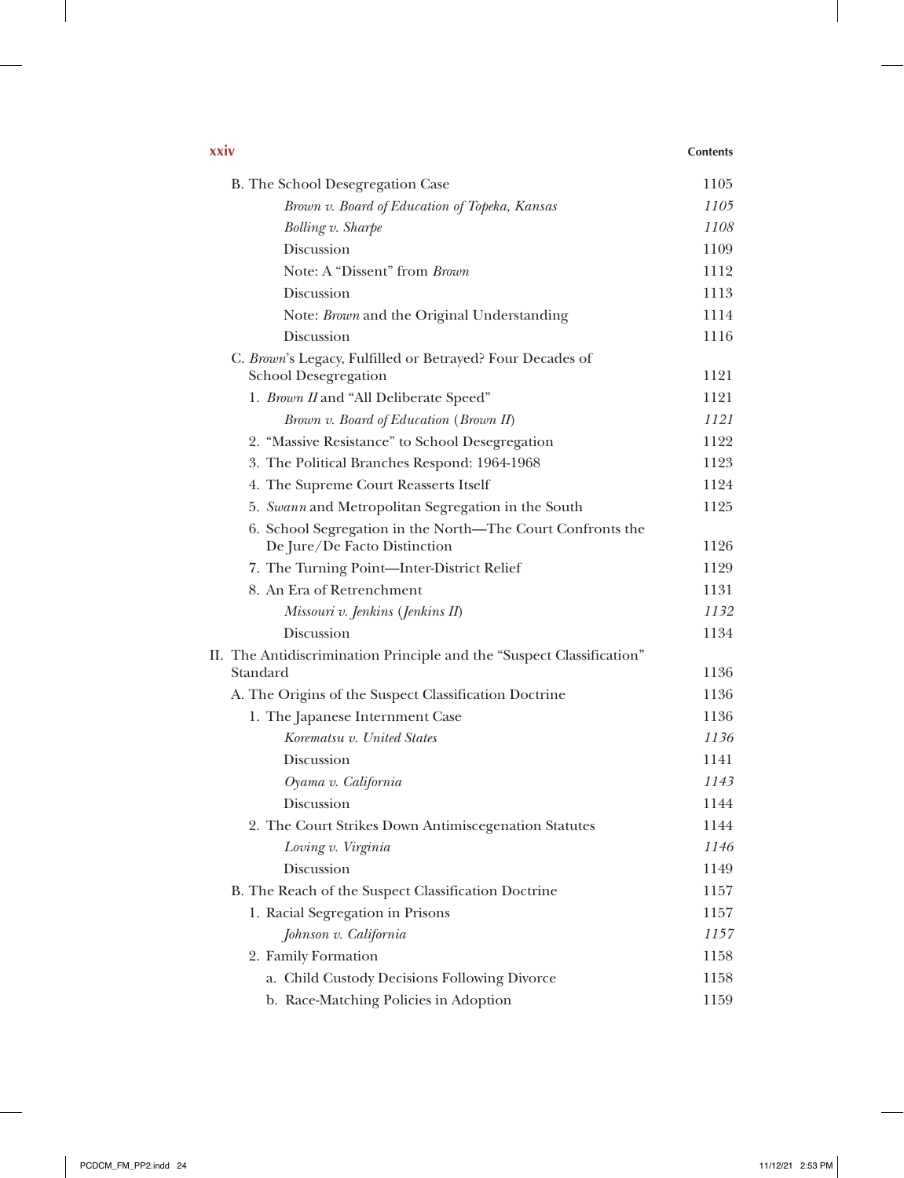| | |
|---|---|
| B. The School Desegregation Case | 1105 |
| *Brown v. Board of Education of Topeka, Kansas* | *1105* |
| *Bolling v. Sharpe* | *1108* |
| Discussion | 1109 |
| Note: A "Dissent" from *Brown* | 1112 |
| Discussion | 1113 |
| Note: *Brown* and the Original Understanding | 1114 |
| Discussion | 1116 |
| C. *Brown*'s Legacy, Fulfilled or Betrayed? Four Decades of School Desegregation | 1121 |
| 1. *Brown II* and "All Deliberate Speed" | 1121 |
| *Brown v. Board of Education* (*Brown II*) | *1121* |
| 2. "Massive Resistance" to School Desegregation | 1122 |
| 3. The Political Branches Respond: 1964-1968 | 1123 |
| 4. The Supreme Court Reasserts Itself | 1124 |
| 5. *Swann* and Metropolitan Segregation in the South | 1125 |
| 6. School Segregation in the North—The Court Confronts the De Jure/De Facto Distinction | 1126 |
| 7. The Turning Point—Inter-District Relief | 1129 |
| 8. An Era of Retrenchment | 1131 |
| *Missouri v. Jenkins* (*Jenkins II*) | *1132* |
| Discussion | 1134 |
| II. The Antidiscrimination Principle and the "Suspect Classification" Standard | 1136 |
| A. The Origins of the Suspect Classification Doctrine | 1136 |
| 1. The Japanese Internment Case | 1136 |
| *Korematsu v. United States* | *1136* |
| Discussion | 1141 |
| *Oyama v. California* | *1143* |
| Discussion | 1144 |
| 2. The Court Strikes Down Antimiscegenation Statutes | 1144 |
| *Loving v. Virginia* | *1146* |
| Discussion | 1149 |
| B. The Reach of the Suspect Classification Doctrine | 1157 |
| 1. Racial Segregation in Prisons | 1157 |
| *Johnson v. California* | *1157* |
| 2. Family Formation | 1158 |
| a. Child Custody Decisions Following Divorce | 1158 |
| b. Race-Matching Policies in Adoption | 1159 |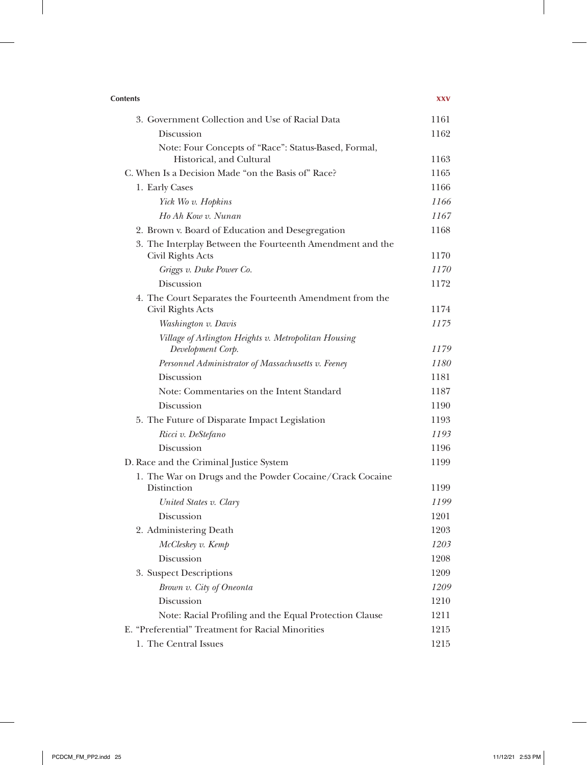| | |
|---|---|
| 3. Government Collection and Use of Racial Data | 1161 |
| Discussion | 1162 |
| Note: Four Concepts of "Race": Status-Based, Formal, Historical, and Cultural | 1163 |
| C. When Is a Decision Made "on the Basis of" Race? | 1165 |
| 1. Early Cases | 1166 |
| *Yick Wo v. Hopkins* | *1166* |
| *Ho Ah Kow v. Nunan* | *1167* |
| 2. Brown v. Board of Education and Desegregation | 1168 |
| 3. The Interplay Between the Fourteenth Amendment and the Civil Rights Acts | 1170 |
| *Griggs v. Duke Power Co.* | *1170* |
| Discussion | 1172 |
| 4. The Court Separates the Fourteenth Amendment from the Civil Rights Acts | 1174 |
| *Washington v. Davis* | *1175* |
| *Village of Arlington Heights v. Metropolitan Housing Development Corp.* | *1179* |
| *Personnel Administrator of Massachusetts v. Feeney* | *1180* |
| Discussion | 1181 |
| Note: Commentaries on the Intent Standard | 1187 |
| Discussion | 1190 |
| 5. The Future of Disparate Impact Legislation | 1193 |
| *Ricci v. DeStefano* | *1193* |
| Discussion | 1196 |
| D. Race and the Criminal Justice System | 1199 |
| 1. The War on Drugs and the Powder Cocaine/Crack Cocaine Distinction | 1199 |
| *United States v. Clary* | *1199* |
| Discussion | 1201 |
| 2. Administering Death | 1203 |
| *McCleskey v. Kemp* | *1203* |
| Discussion | 1208 |
| 3. Suspect Descriptions | 1209 |
| *Brown v. City of Oneonta* | *1209* |
| Discussion | 1210 |
| Note: Racial Profiling and the Equal Protection Clause | 1211 |
| E. "Preferential" Treatment for Racial Minorities | 1215 |
| 1. The Central Issues | 1215 |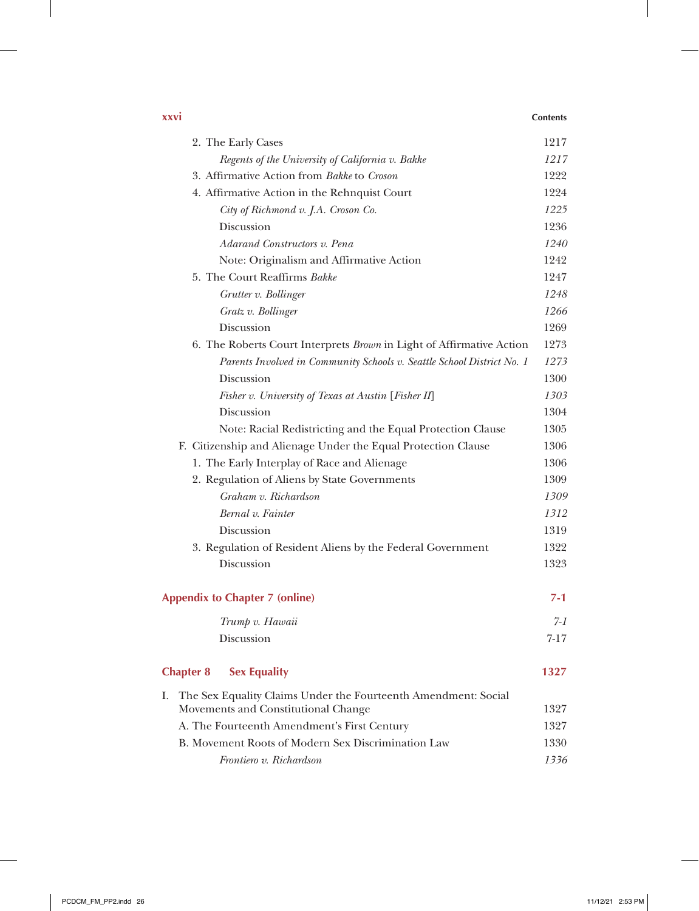2. The Early Cases 1217

*Regents of the University of California v. Bakke* *1217*

3. Affirmative Action from *Bakke* to *Croson* 1222

4. Affirmative Action in the Rehnquist Court 1224

*City of Richmond v. J.A. Croson Co.* *1225*

Discussion 1236

*Adarand Constructors v. Pena* *1240*

Note: Originalism and Affirmative Action 1242

5. The Court Reaffirms *Bakke* 1247

*Grutter v. Bollinger* *1248*

*Gratz v. Bollinger* *1266*

Discussion 1269

6. The Roberts Court Interprets *Brown* in Light of Affirmative Action 1273

*Parents Involved in Community Schools v. Seattle School District No. 1* *1273*

Discussion 1300

*Fisher v. University of Texas at Austin* [*Fisher II*] *1303*

Discussion 1304

Note: Racial Redistricting and the Equal Protection Clause 1305

F. Citizenship and Alienage Under the Equal Protection Clause 1306

1. The Early Interplay of Race and Alienage 1306

2. Regulation of Aliens by State Governments 1309

*Graham v. Richardson* *1309*

*Bernal v. Fainter* *1312*

Discussion 1319

3. Regulation of Resident Aliens by the Federal Government 1322

Discussion 1323

## Appendix to Chapter 7 (online) 7-1

*Trump v. Hawaii* *7-1*

Discussion 7-17

## Chapter 8 Sex Equality 1327

I. The Sex Equality Claims Under the Fourteenth Amendment: Social Movements and Constitutional Change 1327

A. The Fourteenth Amendment's First Century 1327

B. Movement Roots of Modern Sex Discrimination Law 1330

*Frontiero v. Richardson* *1336*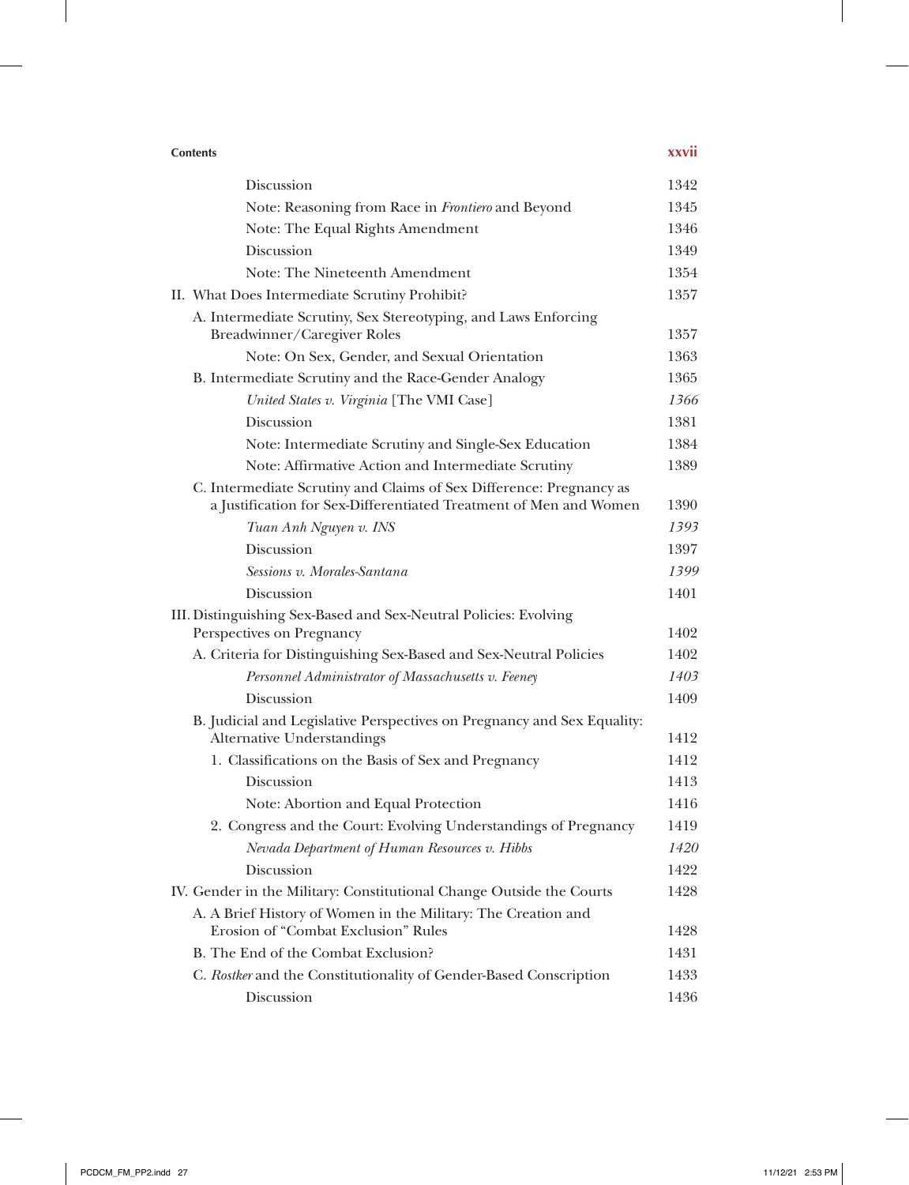Discussion 1342

Note: Reasoning from Race in *Frontiero* and Beyond 1345

Note: The Equal Rights Amendment 1346

Discussion 1349

Note: The Nineteenth Amendment 1354

II. What Does Intermediate Scrutiny Prohibit? 1357

A. Intermediate Scrutiny, Sex Stereotyping, and Laws Enforcing Breadwinner/Caregiver Roles 1357

Note: On Sex, Gender, and Sexual Orientation 1363

B. Intermediate Scrutiny and the Race-Gender Analogy 1365

*United States v. Virginia* [The VMI Case] *1366*

Discussion 1381

Note: Intermediate Scrutiny and Single-Sex Education 1384

Note: Affirmative Action and Intermediate Scrutiny 1389

C. Intermediate Scrutiny and Claims of Sex Difference: Pregnancy as a Justification for Sex-Differentiated Treatment of Men and Women 1390

*Tuan Anh Nguyen v. INS* *1393*

Discussion 1397

*Sessions v. Morales-Santana* *1399*

Discussion 1401

III. Distinguishing Sex-Based and Sex-Neutral Policies: Evolving Perspectives on Pregnancy 1402

A. Criteria for Distinguishing Sex-Based and Sex-Neutral Policies 1402

*Personnel Administrator of Massachusetts v. Feeney* *1403*

Discussion 1409

B. Judicial and Legislative Perspectives on Pregnancy and Sex Equality: Alternative Understandings 1412

1. Classifications on the Basis of Sex and Pregnancy 1412

Discussion 1413

Note: Abortion and Equal Protection 1416

2. Congress and the Court: Evolving Understandings of Pregnancy 1419

*Nevada Department of Human Resources v. Hibbs* *1420*

Discussion 1422

IV. Gender in the Military: Constitutional Change Outside the Courts 1428

A. A Brief History of Women in the Military: The Creation and Erosion of "Combat Exclusion" Rules 1428

B. The End of the Combat Exclusion? 1431

C. *Rostker* and the Constitutionality of Gender-Based Conscription 1433

Discussion 1436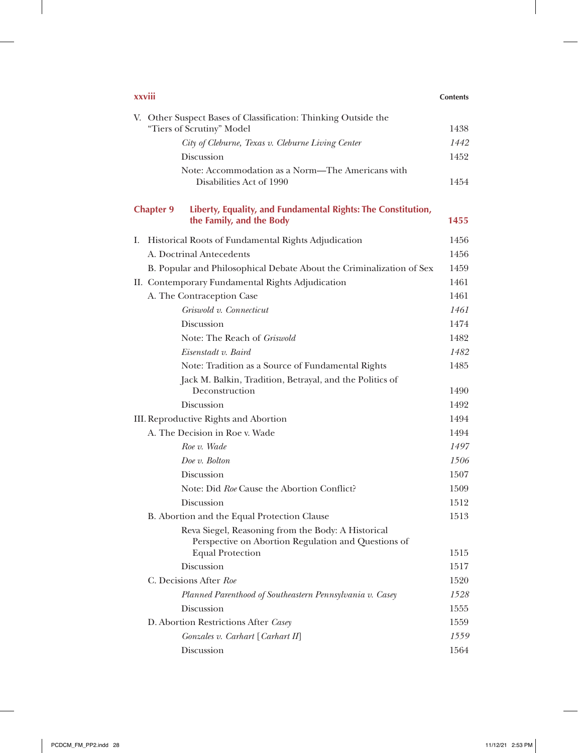V. Other Suspect Bases of Classification: Thinking Outside the "Tiers of Scrutiny" Model 1438

*City of Cleburne, Texas v. Cleburne Living Center* *1442*

Discussion 1452

Note: Accommodation as a Norm—The Americans with Disabilities Act of 1990 1454

## Chapter 9 Liberty, Equality, and Fundamental Rights: The Constitution, the Family, and the Body 1455

I. Historical Roots of Fundamental Rights Adjudication 1456

A. Doctrinal Antecedents 1456

B. Popular and Philosophical Debate About the Criminalization of Sex 1459

II. Contemporary Fundamental Rights Adjudication 1461

A. The Contraception Case 1461

*Griswold v. Connecticut* *1461*

Discussion 1474

Note: The Reach of *Griswold* 1482

*Eisenstadt v. Baird* *1482*

Note: Tradition as a Source of Fundamental Rights 1485

Jack M. Balkin, Tradition, Betrayal, and the Politics of Deconstruction 1490

Discussion 1492

III. Reproductive Rights and Abortion 1494

A. The Decision in Roe v. Wade 1494

*Roe v. Wade* *1497*

*Doe v. Bolton* *1506*

Discussion 1507

Note: Did *Roe* Cause the Abortion Conflict? 1509

Discussion 1512

B. Abortion and the Equal Protection Clause 1513

Reva Siegel, Reasoning from the Body: A Historical Perspective on Abortion Regulation and Questions of Equal Protection 1515

Discussion 1517

C. Decisions After *Roe* 1520

*Planned Parenthood of Southeastern Pennsylvania v. Casey* *1528*

Discussion 1555

D. Abortion Restrictions After *Casey* 1559

*Gonzales v. Carhart* [*Carhart II*] *1559*

Discussion 1564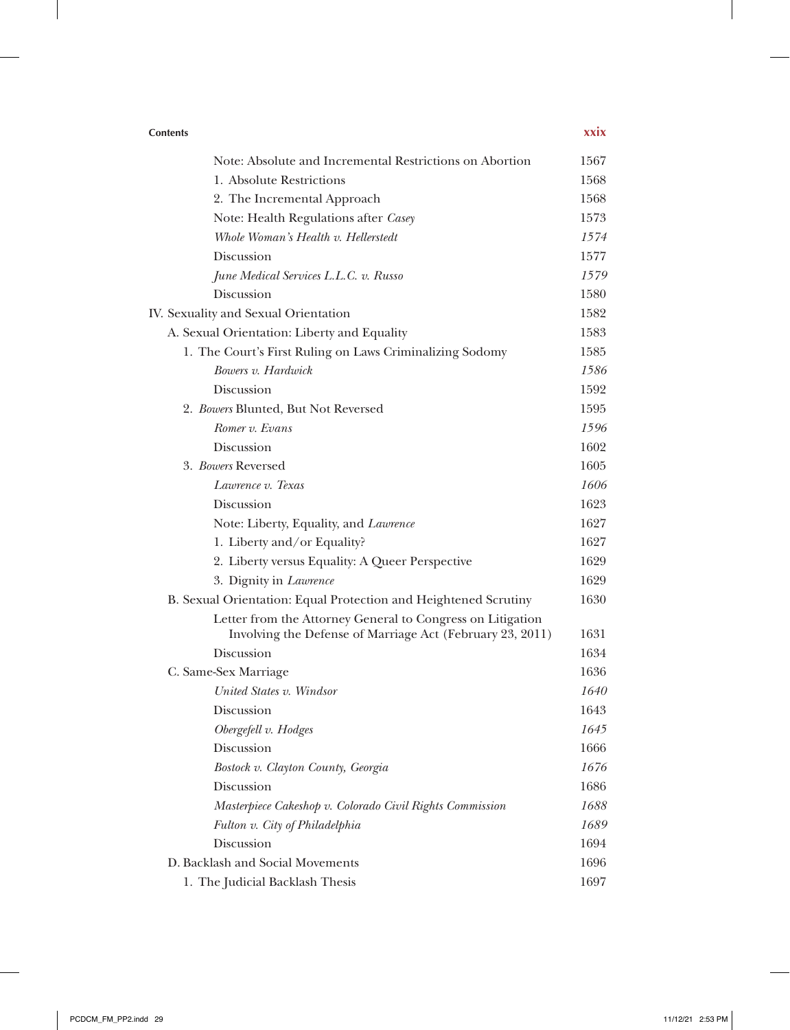| | |
|---|---|
| Note: Absolute and Incremental Restrictions on Abortion | 1567 |
| 1. Absolute Restrictions | 1568 |
| 2. The Incremental Approach | 1568 |
| Note: Health Regulations after *Casey* | 1573 |
| *Whole Woman's Health v. Hellerstedt* | *1574* |
| Discussion | 1577 |
| *June Medical Services L.L.C. v. Russo* | *1579* |
| Discussion | 1580 |
| IV. Sexuality and Sexual Orientation | 1582 |
| A. Sexual Orientation: Liberty and Equality | 1583 |
| 1. The Court's First Ruling on Laws Criminalizing Sodomy | 1585 |
| *Bowers v. Hardwick* | *1586* |
| Discussion | 1592 |
| 2. *Bowers* Blunted, But Not Reversed | 1595 |
| *Romer v. Evans* | *1596* |
| Discussion | 1602 |
| 3. *Bowers* Reversed | 1605 |
| *Lawrence v. Texas* | *1606* |
| Discussion | 1623 |
| Note: Liberty, Equality, and *Lawrence* | 1627 |
| 1. Liberty and/or Equality? | 1627 |
| 2. Liberty versus Equality: A Queer Perspective | 1629 |
| 3. Dignity in *Lawrence* | 1629 |
| B. Sexual Orientation: Equal Protection and Heightened Scrutiny | 1630 |
| Letter from the Attorney General to Congress on Litigation Involving the Defense of Marriage Act (February 23, 2011) | 1631 |
| Discussion | 1634 |
| C. Same-Sex Marriage | 1636 |
| *United States v. Windsor* | *1640* |
| Discussion | 1643 |
| *Obergefell v. Hodges* | *1645* |
| Discussion | 1666 |
| *Bostock v. Clayton County, Georgia* | *1676* |
| Discussion | 1686 |
| *Masterpiece Cakeshop v. Colorado Civil Rights Commission* | *1688* |
| *Fulton v. City of Philadelphia* | *1689* |
| Discussion | 1694 |
| D. Backlash and Social Movements | 1696 |
| 1. The Judicial Backlash Thesis | 1697 |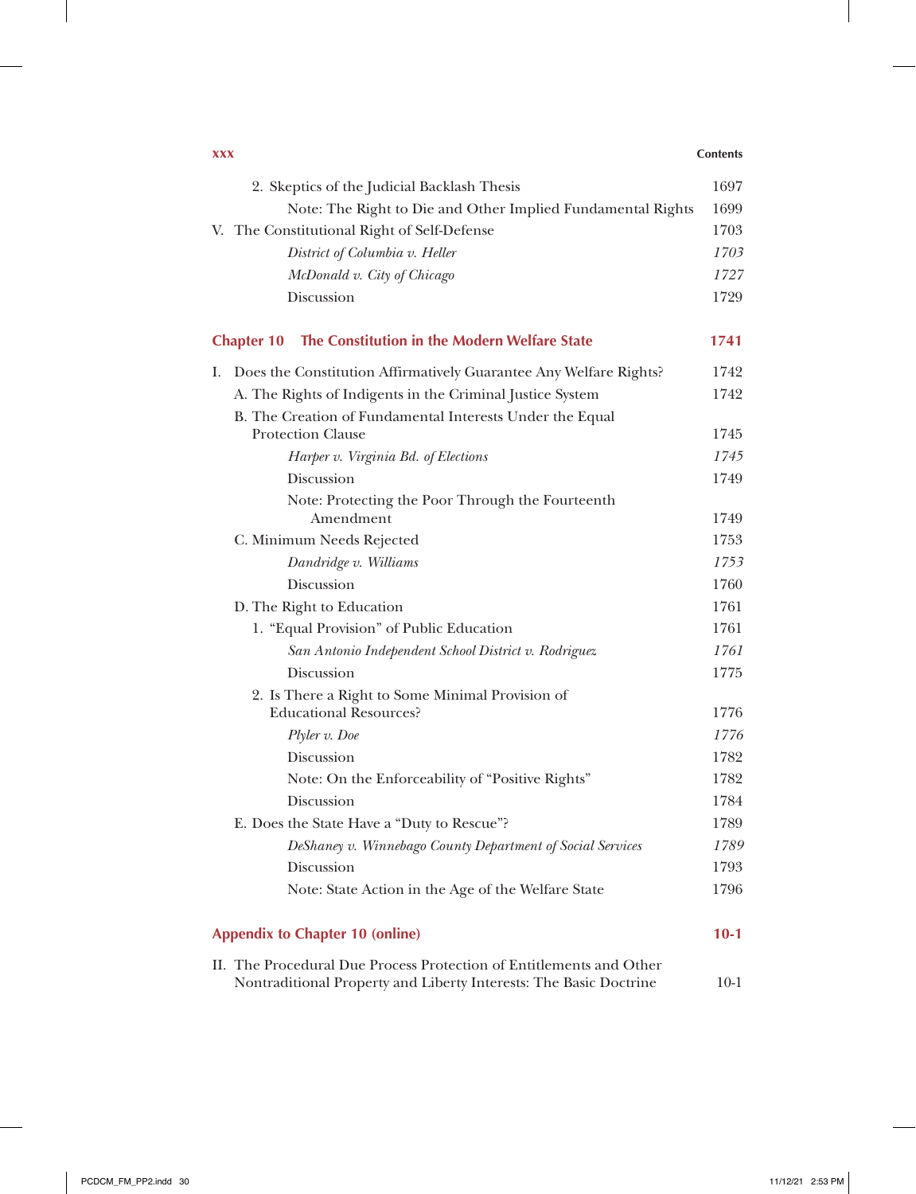2. Skeptics of the Judicial Backlash Thesis 1697

Note: The Right to Die and Other Implied Fundamental Rights 1699

V. The Constitutional Right of Self-Defense 1703

*District of Columbia v. Heller* *1703*

*McDonald v. City of Chicago* *1727*

Discussion 1729

## Chapter 10 The Constitution in the Modern Welfare State 1741

I. Does the Constitution Affirmatively Guarantee Any Welfare Rights? 1742

A. The Rights of Indigents in the Criminal Justice System 1742

B. The Creation of Fundamental Interests Under the Equal Protection Clause 1745

*Harper v. Virginia Bd. of Elections* *1745*

Discussion 1749

Note: Protecting the Poor Through the Fourteenth Amendment 1749

C. Minimum Needs Rejected 1753

*Dandridge v. Williams* *1753*

Discussion 1760

D. The Right to Education 1761

1. "Equal Provision" of Public Education 1761

*San Antonio Independent School District v. Rodriguez* *1761*

Discussion 1775

2. Is There a Right to Some Minimal Provision of Educational Resources? 1776

*Plyler v. Doe* *1776*

Discussion 1782

Note: On the Enforceability of "Positive Rights" 1782

Discussion 1784

E. Does the State Have a "Duty to Rescue"? 1789

*DeShaney v. Winnebago County Department of Social Services* *1789*

Discussion 1793

Note: State Action in the Age of the Welfare State 1796

## Appendix to Chapter 10 (online) 10-1

II. The Procedural Due Process Protection of Entitlements and Other Nontraditional Property and Liberty Interests: The Basic Doctrine 10-1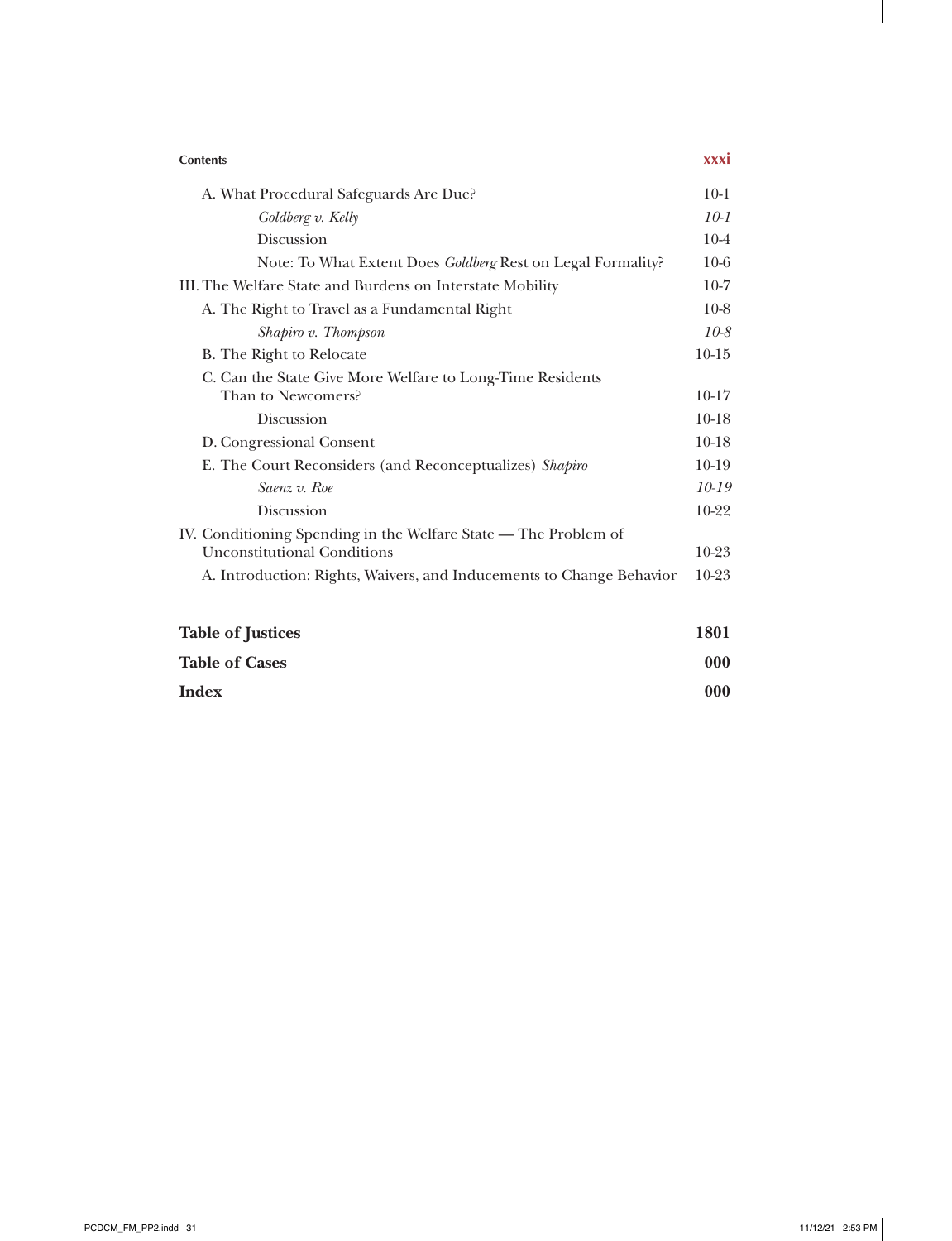A. What Procedural Safeguards Are Due? 10-1

*Goldberg v. Kelly* *10-1*

Discussion 10-4

Note: To What Extent Does *Goldberg* Rest on Legal Formality? 10-6

III. The Welfare State and Burdens on Interstate Mobility 10-7

A. The Right to Travel as a Fundamental Right 10-8

*Shapiro v. Thompson* *10-8*

B. The Right to Relocate 10-15

C. Can the State Give More Welfare to Long-Time Residents Than to Newcomers? 10-17

Discussion 10-18

D. Congressional Consent 10-18

E. The Court Reconsiders (and Reconceptualizes) *Shapiro* 10-19

*Saenz v. Roe* *10-19*

Discussion 10-22

IV. Conditioning Spending in the Welfare State — The Problem of Unconstitutional Conditions 10-23

A. Introduction: Rights, Waivers, and Inducements to Change Behavior 10-23

**Table of Justices** **1801**

**Table of Cases** **000**

**Index** **000**